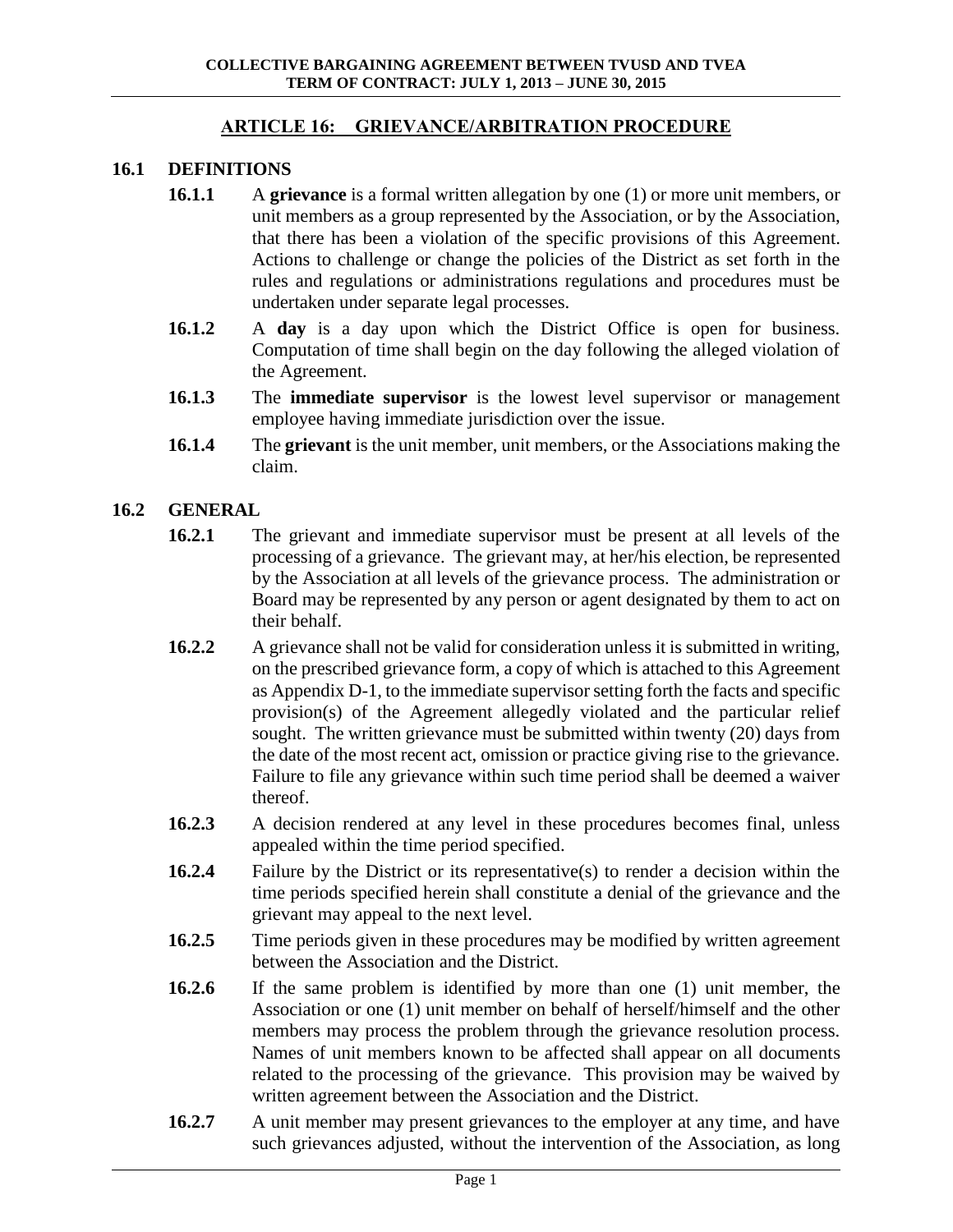## ARTICLE 16: GRIEVANCE/ARBITRATION PROCEDURE

### 16.1 DEFINITIONS

**16.1.1** A **grievance** is a formal written allegation by one (1) or more unit members, or unit members as a group represented by the Association, or by the Association, that there has been a violation of the specific provisions of this Agreement. Actions to challenge or change the policies of the District as set forth in the rules and regulations or administrations regulations and procedures must be undertaken under separate legal processes.

**16.1.2** A **day** is a day upon which the District Office is open for business. Computation of time shall begin on the day following the alleged violation of the Agreement.

**16.1.3** The **immediate supervisor** is the lowest level supervisor or management employee having immediate jurisdiction over the issue.

**16.1.4** The **grievant** is the unit member, unit members, or the Associations making the claim.

### 16.2 GENERAL

**16.2.1** The grievant and immediate supervisor must be present at all levels of the processing of a grievance. The grievant may, at her/his election, be represented by the Association at all levels of the grievance process. The administration or Board may be represented by any person or agent designated by them to act on their behalf.

**16.2.2** A grievance shall not be valid for consideration unless it is submitted in writing, on the prescribed grievance form, a copy of which is attached to this Agreement as Appendix D-1, to the immediate supervisor setting forth the facts and specific provision(s) of the Agreement allegedly violated and the particular relief sought. The written grievance must be submitted within twenty (20) days from the date of the most recent act, omission or practice giving rise to the grievance. Failure to file any grievance within such time period shall be deemed a waiver thereof.

**16.2.3** A decision rendered at any level in these procedures becomes final, unless appealed within the time period specified.

**16.2.4** Failure by the District or its representative(s) to render a decision within the time periods specified herein shall constitute a denial of the grievance and the grievant may appeal to the next level.

**16.2.5** Time periods given in these procedures may be modified by written agreement between the Association and the District.

**16.2.6** If the same problem is identified by more than one (1) unit member, the Association or one (1) unit member on behalf of herself/himself and the other members may process the problem through the grievance resolution process. Names of unit members known to be affected shall appear on all documents related to the processing of the grievance. This provision may be waived by written agreement between the Association and the District.

**16.2.7** A unit member may present grievances to the employer at any time, and have such grievances adjusted, without the intervention of the Association, as long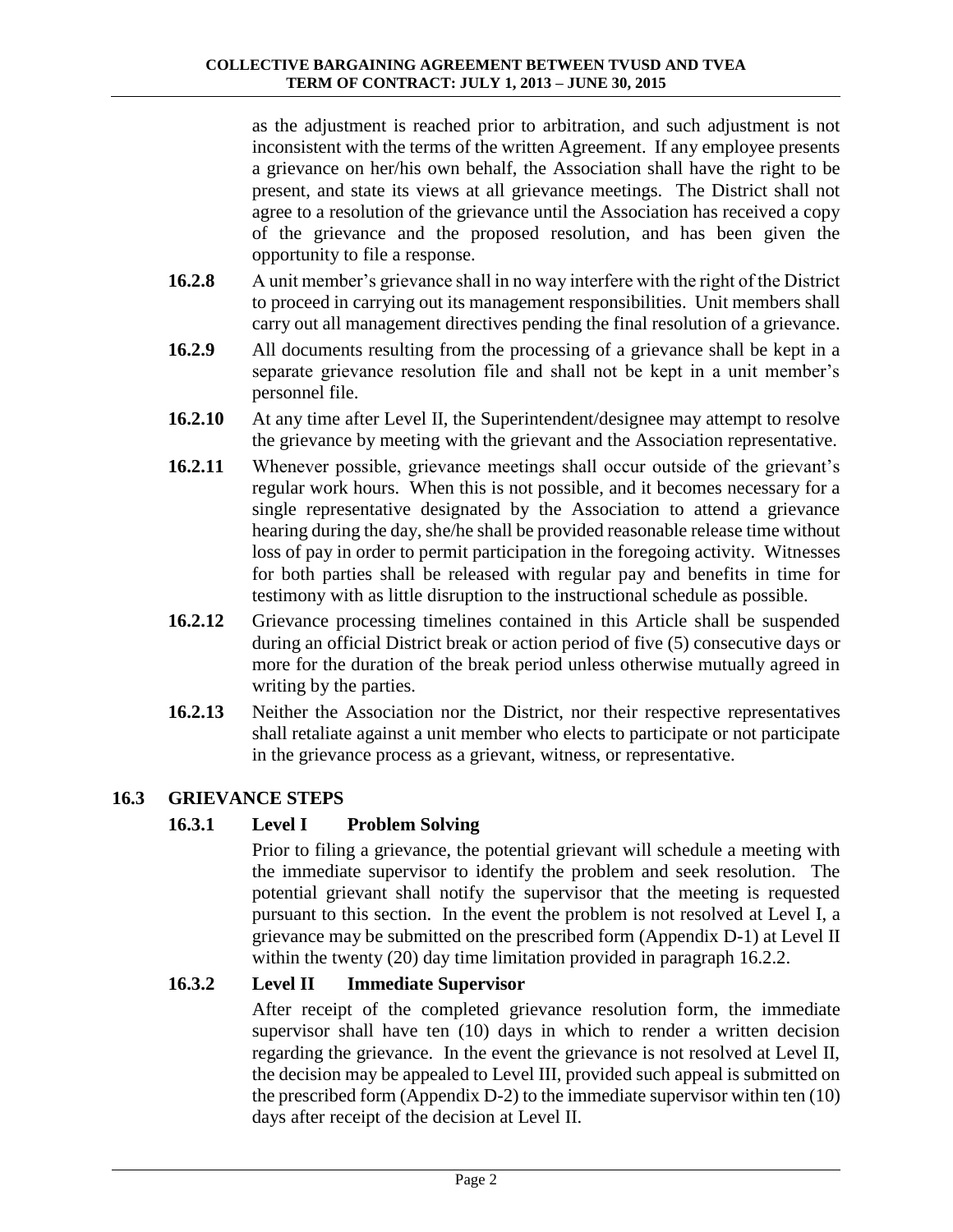as the adjustment is reached prior to arbitration, and such adjustment is not inconsistent with the terms of the written Agreement. If any employee presents a grievance on her/his own behalf, the Association shall have the right to be present, and state its views at all grievance meetings. The District shall not agree to a resolution of the grievance until the Association has received a copy of the grievance and the proposed resolution, and has been given the opportunity to file a response.

**16.2.8** A unit member's grievance shall in no way interfere with the right of the District to proceed in carrying out its management responsibilities. Unit members shall carry out all management directives pending the final resolution of a grievance.

**16.2.9** All documents resulting from the processing of a grievance shall be kept in a separate grievance resolution file and shall not be kept in a unit member's personnel file.

**16.2.10** At any time after Level II, the Superintendent/designee may attempt to resolve the grievance by meeting with the grievant and the Association representative.

**16.2.11** Whenever possible, grievance meetings shall occur outside of the grievant's regular work hours. When this is not possible, and it becomes necessary for a single representative designated by the Association to attend a grievance hearing during the day, she/he shall be provided reasonable release time without loss of pay in order to permit participation in the foregoing activity. Witnesses for both parties shall be released with regular pay and benefits in time for testimony with as little disruption to the instructional schedule as possible.

**16.2.12** Grievance processing timelines contained in this Article shall be suspended during an official District break or action period of five (5) consecutive days or more for the duration of the break period unless otherwise mutually agreed in writing by the parties.

**16.2.13** Neither the Association nor the District, nor their respective representatives shall retaliate against a unit member who elects to participate or not participate in the grievance process as a grievant, witness, or representative.

## 16.3 GRIEVANCE STEPS

### 16.3.1 Level I Problem Solving

Prior to filing a grievance, the potential grievant will schedule a meeting with the immediate supervisor to identify the problem and seek resolution. The potential grievant shall notify the supervisor that the meeting is requested pursuant to this section. In the event the problem is not resolved at Level I, a grievance may be submitted on the prescribed form (Appendix D-1) at Level II within the twenty (20) day time limitation provided in paragraph 16.2.2.

### 16.3.2 Level II Immediate Supervisor

After receipt of the completed grievance resolution form, the immediate supervisor shall have ten (10) days in which to render a written decision regarding the grievance. In the event the grievance is not resolved at Level II, the decision may be appealed to Level III, provided such appeal is submitted on the prescribed form (Appendix D-2) to the immediate supervisor within ten (10) days after receipt of the decision at Level II.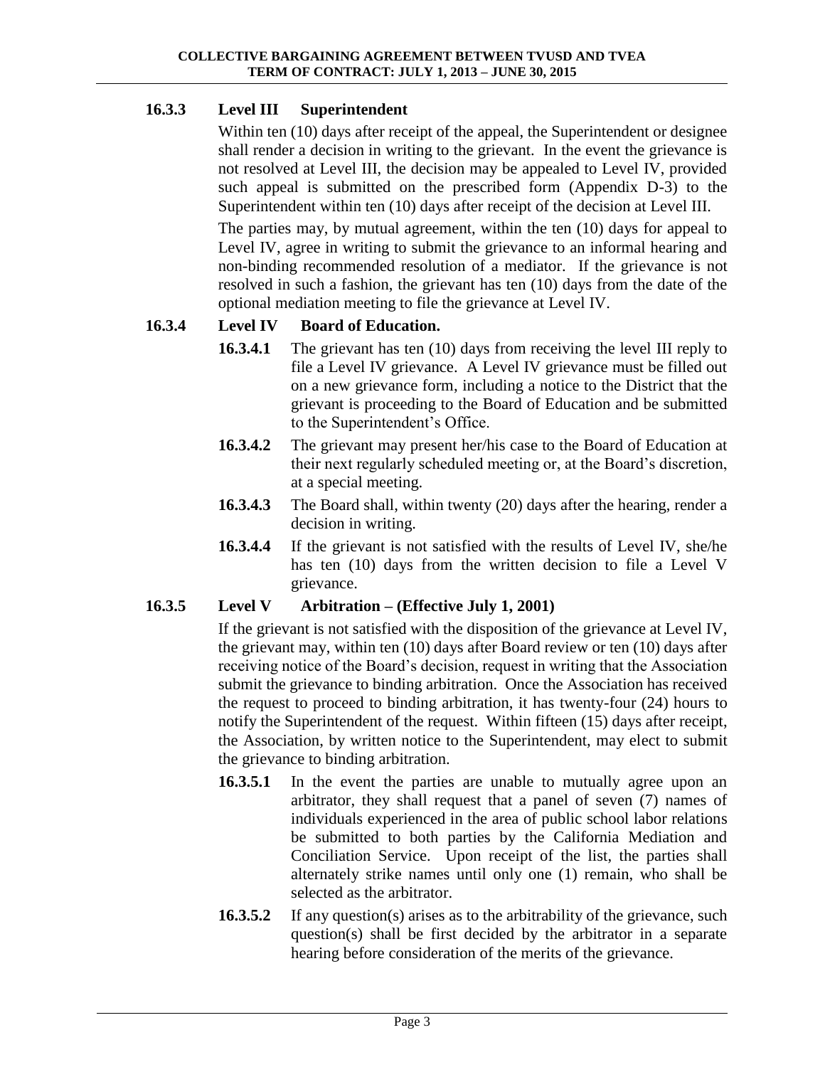### 16.3.3 Level III Superintendent

Within ten (10) days after receipt of the appeal, the Superintendent or designee shall render a decision in writing to the grievant. In the event the grievance is not resolved at Level III, the decision may be appealed to Level IV, provided such appeal is submitted on the prescribed form (Appendix D-3) to the Superintendent within ten (10) days after receipt of the decision at Level III.

The parties may, by mutual agreement, within the ten (10) days for appeal to Level IV, agree in writing to submit the grievance to an informal hearing and non-binding recommended resolution of a mediator. If the grievance is not resolved in such a fashion, the grievant has ten (10) days from the date of the optional mediation meeting to file the grievance at Level IV.

### 16.3.4 Level IV Board of Education.

**16.3.4.1** The grievant has ten (10) days from receiving the level III reply to file a Level IV grievance. A Level IV grievance must be filled out on a new grievance form, including a notice to the District that the grievant is proceeding to the Board of Education and be submitted to the Superintendent's Office.

**16.3.4.2** The grievant may present her/his case to the Board of Education at their next regularly scheduled meeting or, at the Board's discretion, at a special meeting.

**16.3.4.3** The Board shall, within twenty (20) days after the hearing, render a decision in writing.

**16.3.4.4** If the grievant is not satisfied with the results of Level IV, she/he has ten (10) days from the written decision to file a Level V grievance.

### 16.3.5 Level V Arbitration – (Effective July 1, 2001)

If the grievant is not satisfied with the disposition of the grievance at Level IV, the grievant may, within ten (10) days after Board review or ten (10) days after receiving notice of the Board's decision, request in writing that the Association submit the grievance to binding arbitration. Once the Association has received the request to proceed to binding arbitration, it has twenty-four (24) hours to notify the Superintendent of the request. Within fifteen (15) days after receipt, the Association, by written notice to the Superintendent, may elect to submit the grievance to binding arbitration.

**16.3.5.1** In the event the parties are unable to mutually agree upon an arbitrator, they shall request that a panel of seven (7) names of individuals experienced in the area of public school labor relations be submitted to both parties by the California Mediation and Conciliation Service. Upon receipt of the list, the parties shall alternately strike names until only one (1) remain, who shall be selected as the arbitrator.

**16.3.5.2** If any question(s) arises as to the arbitrability of the grievance, such question(s) shall be first decided by the arbitrator in a separate hearing before consideration of the merits of the grievance.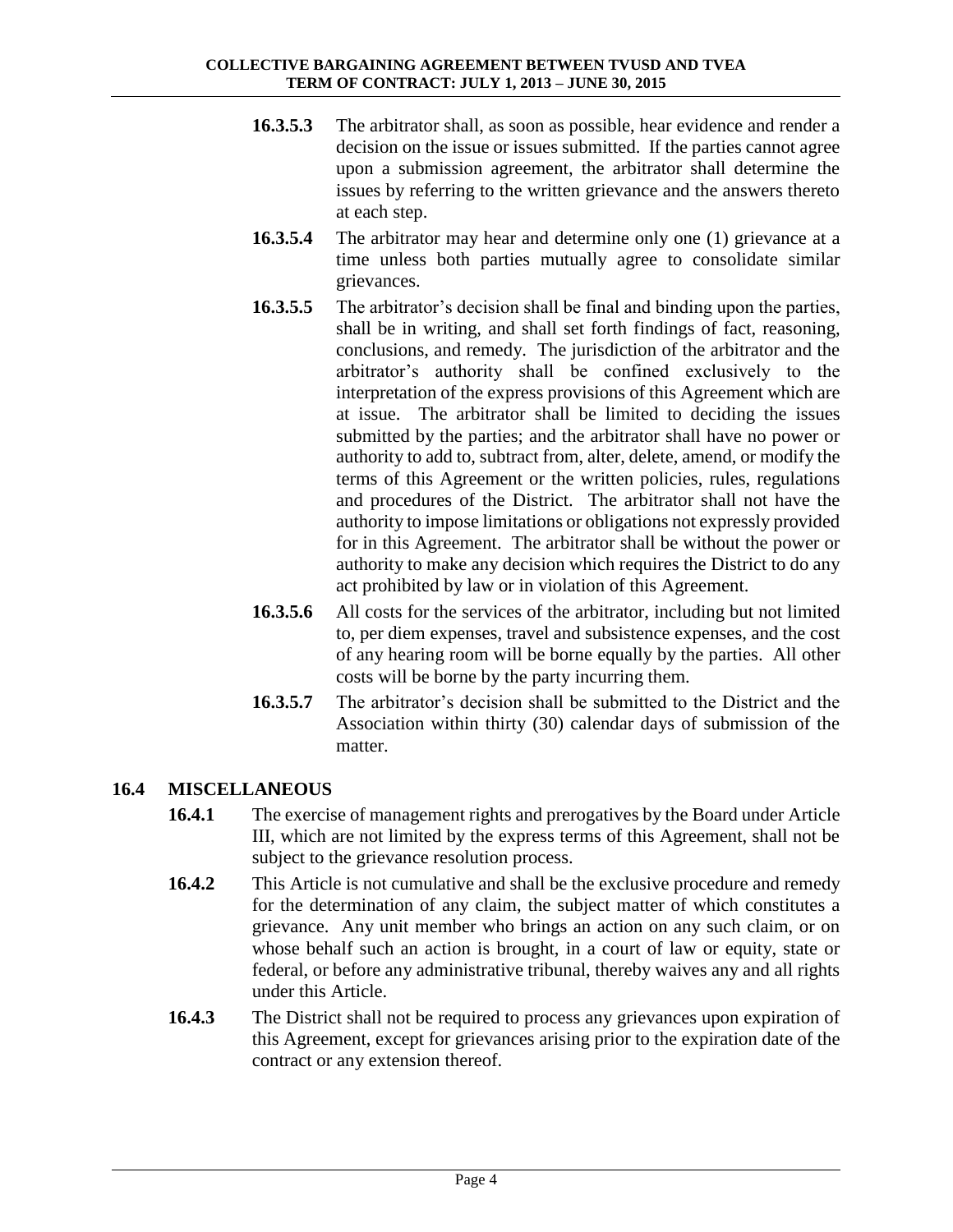**16.3.5.3** The arbitrator shall, as soon as possible, hear evidence and render a decision on the issue or issues submitted. If the parties cannot agree upon a submission agreement, the arbitrator shall determine the issues by referring to the written grievance and the answers thereto at each step.

**16.3.5.4** The arbitrator may hear and determine only one (1) grievance at a time unless both parties mutually agree to consolidate similar grievances.

**16.3.5.5** The arbitrator's decision shall be final and binding upon the parties, shall be in writing, and shall set forth findings of fact, reasoning, conclusions, and remedy. The jurisdiction of the arbitrator and the arbitrator's authority shall be confined exclusively to the interpretation of the express provisions of this Agreement which are at issue. The arbitrator shall be limited to deciding the issues submitted by the parties; and the arbitrator shall have no power or authority to add to, subtract from, alter, delete, amend, or modify the terms of this Agreement or the written policies, rules, regulations and procedures of the District. The arbitrator shall not have the authority to impose limitations or obligations not expressly provided for in this Agreement. The arbitrator shall be without the power or authority to make any decision which requires the District to do any act prohibited by law or in violation of this Agreement.

**16.3.5.6** All costs for the services of the arbitrator, including but not limited to, per diem expenses, travel and subsistence expenses, and the cost of any hearing room will be borne equally by the parties. All other costs will be borne by the party incurring them.

**16.3.5.7** The arbitrator's decision shall be submitted to the District and the Association within thirty (30) calendar days of submission of the matter.

## 16.4 MISCELLANEOUS

**16.4.1** The exercise of management rights and prerogatives by the Board under Article III, which are not limited by the express terms of this Agreement, shall not be subject to the grievance resolution process.

**16.4.2** This Article is not cumulative and shall be the exclusive procedure and remedy for the determination of any claim, the subject matter of which constitutes a grievance. Any unit member who brings an action on any such claim, or on whose behalf such an action is brought, in a court of law or equity, state or federal, or before any administrative tribunal, thereby waives any and all rights under this Article.

**16.4.3** The District shall not be required to process any grievances upon expiration of this Agreement, except for grievances arising prior to the expiration date of the contract or any extension thereof.